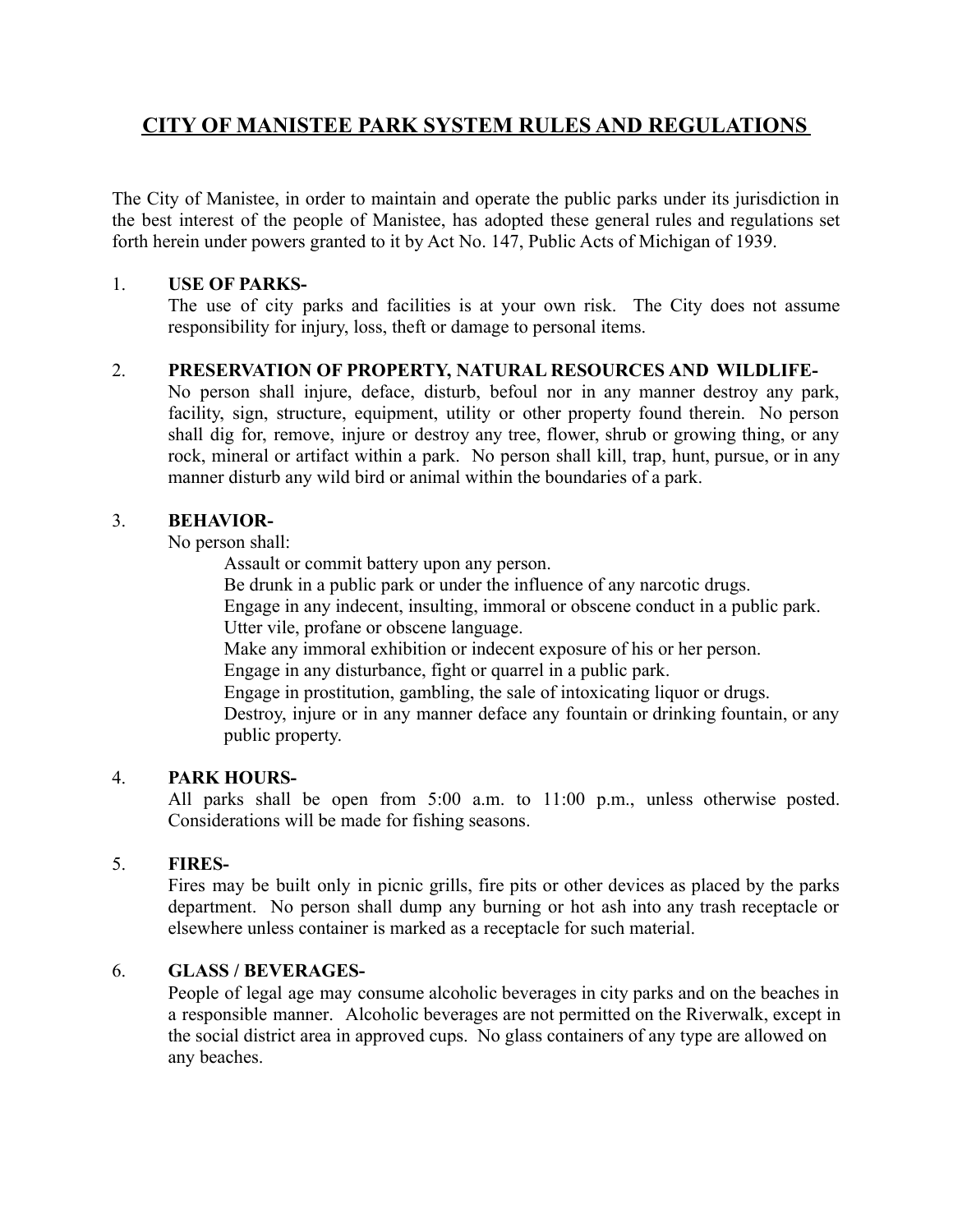# CITY OF MANISTEE PARK SYSTEM RULES AND REGULATIONS

The City of Manistee, in order to maintain and operate the public parks under its jurisdiction in the best interest of the people of Manistee, has adopted these general rules and regulations set forth herein under powers granted to it by Act No. 147, Public Acts of Michigan of 1939.

1. **USE OF PARKS-**
   The use of city parks and facilities is at your own risk. The City does not assume responsibility for injury, loss, theft or damage to personal items.

2. **PRESERVATION OF PROPERTY, NATURAL RESOURCES AND WILDLIFE-**
   No person shall injure, deface, disturb, befoul nor in any manner destroy any park, facility, sign, structure, equipment, utility or other property found therein. No person shall dig for, remove, injure or destroy any tree, flower, shrub or growing thing, or any rock, mineral or artifact within a park. No person shall kill, trap, hunt, pursue, or in any manner disturb any wild bird or animal within the boundaries of a park.

3. **BEHAVIOR-**
   No person shall:
   - Assault or commit battery upon any person.
   - Be drunk in a public park or under the influence of any narcotic drugs.
   - Engage in any indecent, insulting, immoral or obscene conduct in a public park.
   - Utter vile, profane or obscene language.
   - Make any immoral exhibition or indecent exposure of his or her person.
   - Engage in any disturbance, fight or quarrel in a public park.
   - Engage in prostitution, gambling, the sale of intoxicating liquor or drugs.
   - Destroy, injure or in any manner deface any fountain or drinking fountain, or any public property.

4. **PARK HOURS-**
   All parks shall be open from 5:00 a.m. to 11:00 p.m., unless otherwise posted. Considerations will be made for fishing seasons.

5. **FIRES-**
   Fires may be built only in picnic grills, fire pits or other devices as placed by the parks department. No person shall dump any burning or hot ash into any trash receptacle or elsewhere unless container is marked as a receptacle for such material.

6. **GLASS / BEVERAGES-**
   People of legal age may consume alcoholic beverages in city parks and on the beaches in a responsible manner. Alcoholic beverages are not permitted on the Riverwalk, except in the social district area in approved cups. No glass containers of any type are allowed on any beaches.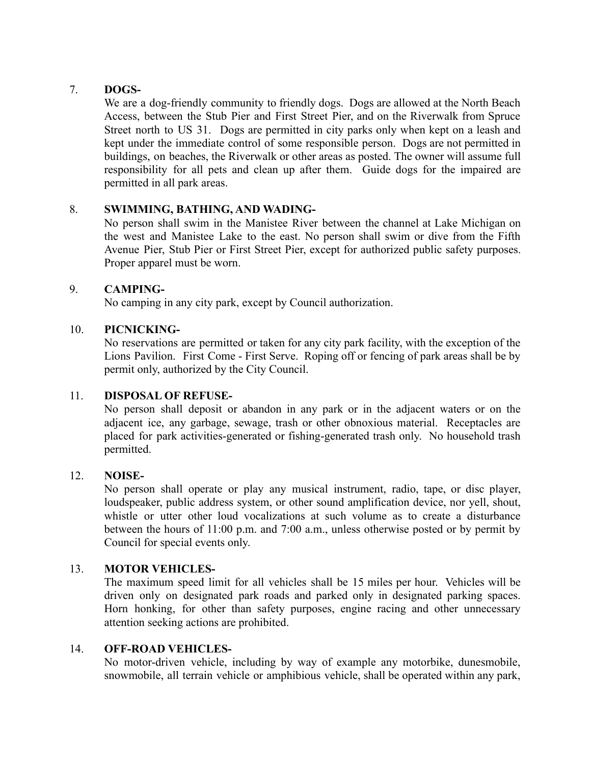7. **DOGS-**
   We are a dog-friendly community to friendly dogs. Dogs are allowed at the North Beach Access, between the Stub Pier and First Street Pier, and on the Riverwalk from Spruce Street north to US 31. Dogs are permitted in city parks only when kept on a leash and kept under the immediate control of some responsible person. Dogs are not permitted in buildings, on beaches, the Riverwalk or other areas as posted. The owner will assume full responsibility for all pets and clean up after them. Guide dogs for the impaired are permitted in all park areas.

8. **SWIMMING, BATHING, AND WADING-**
   No person shall swim in the Manistee River between the channel at Lake Michigan on the west and Manistee Lake to the east. No person shall swim or dive from the Fifth Avenue Pier, Stub Pier or First Street Pier, except for authorized public safety purposes. Proper apparel must be worn.

9. **CAMPING-**
   No camping in any city park, except by Council authorization.

10. **PICNICKING-**
    No reservations are permitted or taken for any city park facility, with the exception of the Lions Pavilion. First Come - First Serve. Roping off or fencing of park areas shall be by permit only, authorized by the City Council.

11. **DISPOSAL OF REFUSE-**
    No person shall deposit or abandon in any park or in the adjacent waters or on the adjacent ice, any garbage, sewage, trash or other obnoxious material. Receptacles are placed for park activities-generated or fishing-generated trash only. No household trash permitted.

12. **NOISE-**
    No person shall operate or play any musical instrument, radio, tape, or disc player, loudspeaker, public address system, or other sound amplification device, nor yell, shout, whistle or utter other loud vocalizations at such volume as to create a disturbance between the hours of 11:00 p.m. and 7:00 a.m., unless otherwise posted or by permit by Council for special events only.

13. **MOTOR VEHICLES-**
    The maximum speed limit for all vehicles shall be 15 miles per hour. Vehicles will be driven only on designated park roads and parked only in designated parking spaces. Horn honking, for other than safety purposes, engine racing and other unnecessary attention seeking actions are prohibited.

14. **OFF-ROAD VEHICLES-**
    No motor-driven vehicle, including by way of example any motorbike, dunesmobile, snowmobile, all terrain vehicle or amphibious vehicle, shall be operated within any park,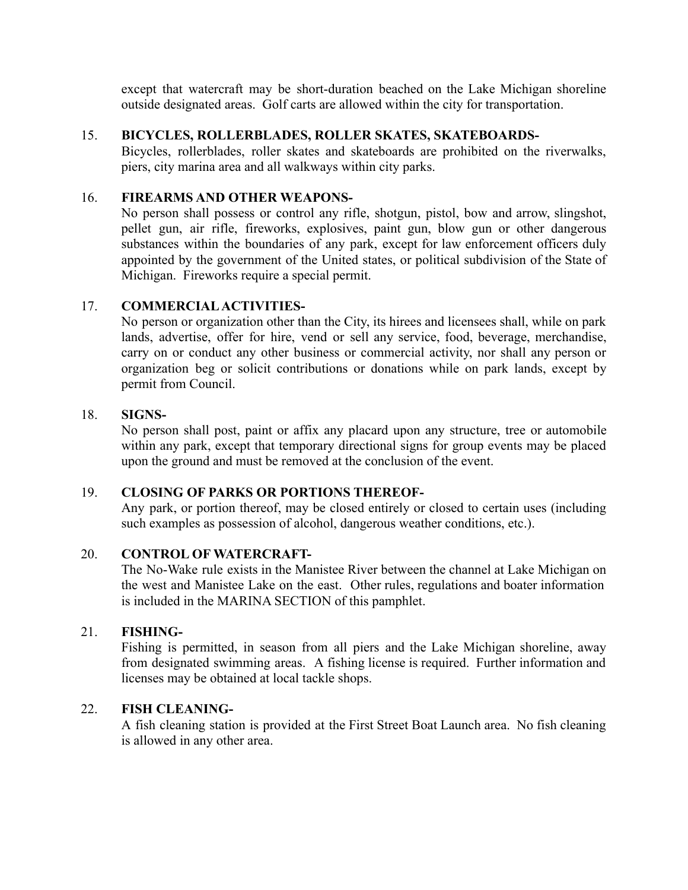except that watercraft may be short-duration beached on the Lake Michigan shoreline outside designated areas. Golf carts are allowed within the city for transportation.

15. **BICYCLES, ROLLERBLADES, ROLLER SKATES, SKATEBOARDS-**
Bicycles, rollerblades, roller skates and skateboards are prohibited on the riverwalks, piers, city marina area and all walkways within city parks.

16. **FIREARMS AND OTHER WEAPONS-**
No person shall possess or control any rifle, shotgun, pistol, bow and arrow, slingshot, pellet gun, air rifle, fireworks, explosives, paint gun, blow gun or other dangerous substances within the boundaries of any park, except for law enforcement officers duly appointed by the government of the United states, or political subdivision of the State of Michigan. Fireworks require a special permit.

17. **COMMERCIAL ACTIVITIES-**
No person or organization other than the City, its hirees and licensees shall, while on park lands, advertise, offer for hire, vend or sell any service, food, beverage, merchandise, carry on or conduct any other business or commercial activity, nor shall any person or organization beg or solicit contributions or donations while on park lands, except by permit from Council.

18. **SIGNS-**
No person shall post, paint or affix any placard upon any structure, tree or automobile within any park, except that temporary directional signs for group events may be placed upon the ground and must be removed at the conclusion of the event.

19. **CLOSING OF PARKS OR PORTIONS THEREOF-**
Any park, or portion thereof, may be closed entirely or closed to certain uses (including such examples as possession of alcohol, dangerous weather conditions, etc.).

20. **CONTROL OF WATERCRAFT-**
The No-Wake rule exists in the Manistee River between the channel at Lake Michigan on the west and Manistee Lake on the east. Other rules, regulations and boater information is included in the MARINA SECTION of this pamphlet.

21. **FISHING-**
Fishing is permitted, in season from all piers and the Lake Michigan shoreline, away from designated swimming areas. A fishing license is required. Further information and licenses may be obtained at local tackle shops.

22. **FISH CLEANING-**
A fish cleaning station is provided at the First Street Boat Launch area. No fish cleaning is allowed in any other area.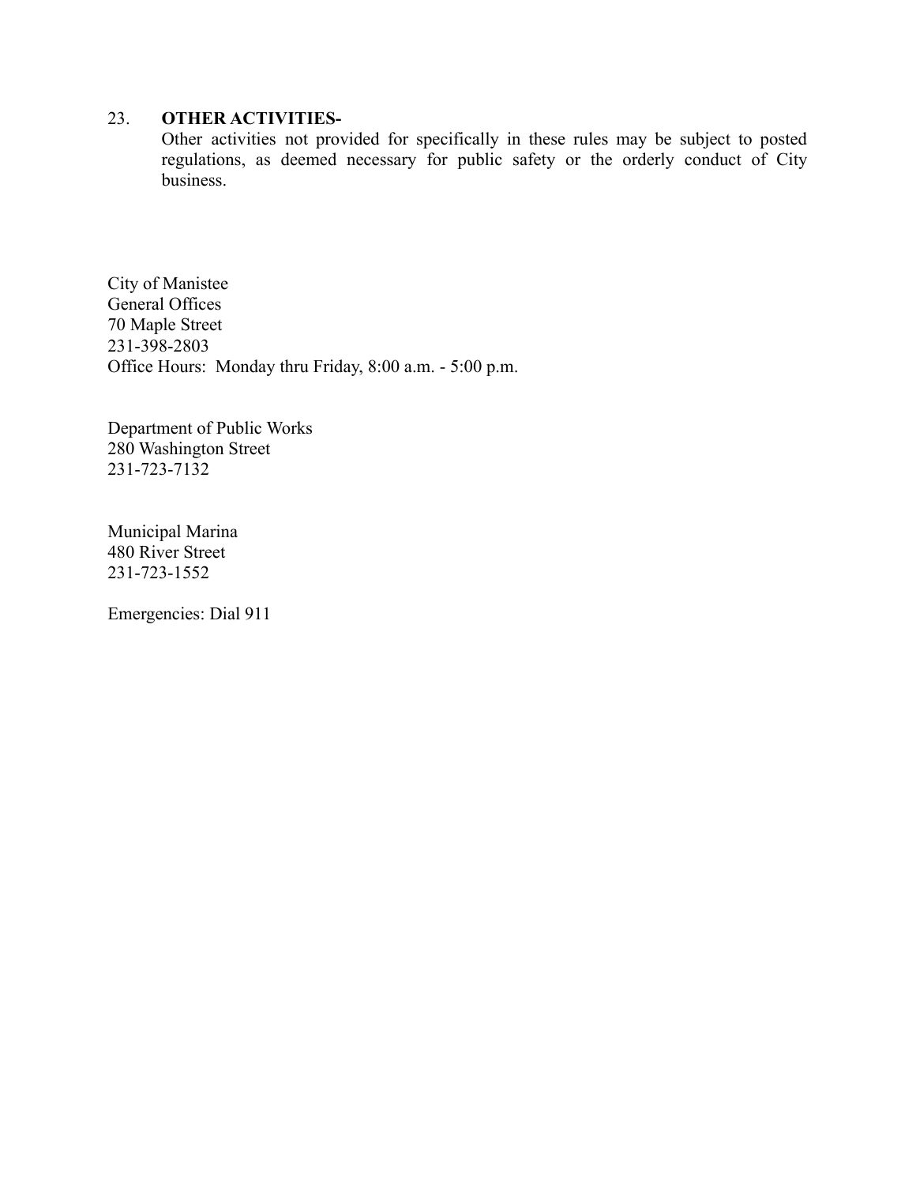23. **OTHER ACTIVITIES-**

Other activities not provided for specifically in these rules may be subject to posted regulations, as deemed necessary for public safety or the orderly conduct of City business.

City of Manistee
General Offices
70 Maple Street
231-398-2803
Office Hours: Monday thru Friday, 8:00 a.m. - 5:00 p.m.

Department of Public Works
280 Washington Street
231-723-7132

Municipal Marina
480 River Street
231-723-1552

Emergencies: Dial 911